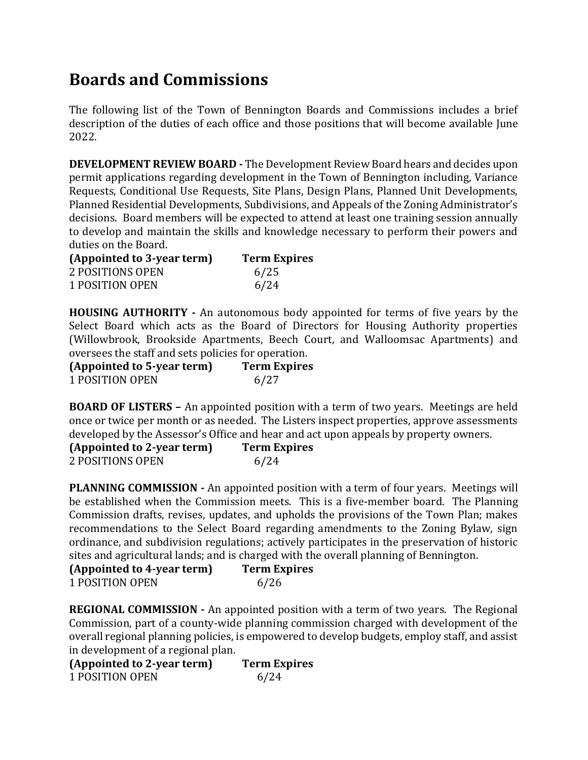# Boards and Commissions

The following list of the Town of Bennington Boards and Commissions includes a brief description of the duties of each office and those positions that will become available June 2022.

**DEVELOPMENT REVIEW BOARD -** The Development Review Board hears and decides upon permit applications regarding development in the Town of Bennington including, Variance Requests, Conditional Use Requests, Site Plans, Design Plans, Planned Unit Developments, Planned Residential Developments, Subdivisions, and Appeals of the Zoning Administrator's decisions. Board members will be expected to attend at least one training session annually to develop and maintain the skills and knowledge necessary to perform their powers and duties on the Board.

| (Appointed to 3-year term) | Term Expires |
|---|---|
| 2 POSITIONS OPEN | 6/25 |
| 1 POSITION OPEN | 6/24 |

**HOUSING AUTHORITY -** An autonomous body appointed for terms of five years by the Select Board which acts as the Board of Directors for Housing Authority properties (Willowbrook, Brookside Apartments, Beech Court, and Walloomsac Apartments) and oversees the staff and sets policies for operation.

| (Appointed to 5-year term) | Term Expires |
|---|---|
| 1 POSITION OPEN | 6/27 |

**BOARD OF LISTERS –** An appointed position with a term of two years. Meetings are held once or twice per month or as needed. The Listers inspect properties, approve assessments developed by the Assessor's Office and hear and act upon appeals by property owners.

| (Appointed to 2-year term) | Term Expires |
|---|---|
| 2 POSITIONS OPEN | 6/24 |

**PLANNING COMMISSION -** An appointed position with a term of four years. Meetings will be established when the Commission meets. This is a five-member board. The Planning Commission drafts, revises, updates, and upholds the provisions of the Town Plan; makes recommendations to the Select Board regarding amendments to the Zoning Bylaw, sign ordinance, and subdivision regulations; actively participates in the preservation of historic sites and agricultural lands; and is charged with the overall planning of Bennington.

| (Appointed to 4-year term) | Term Expires |
|---|---|
| 1 POSITION OPEN | 6/26 |

**REGIONAL COMMISSION -** An appointed position with a term of two years. The Regional Commission, part of a county-wide planning commission charged with development of the overall regional planning policies, is empowered to develop budgets, employ staff, and assist in development of a regional plan.

| (Appointed to 2-year term) | Term Expires |
|---|---|
| 1 POSITION OPEN | 6/24 |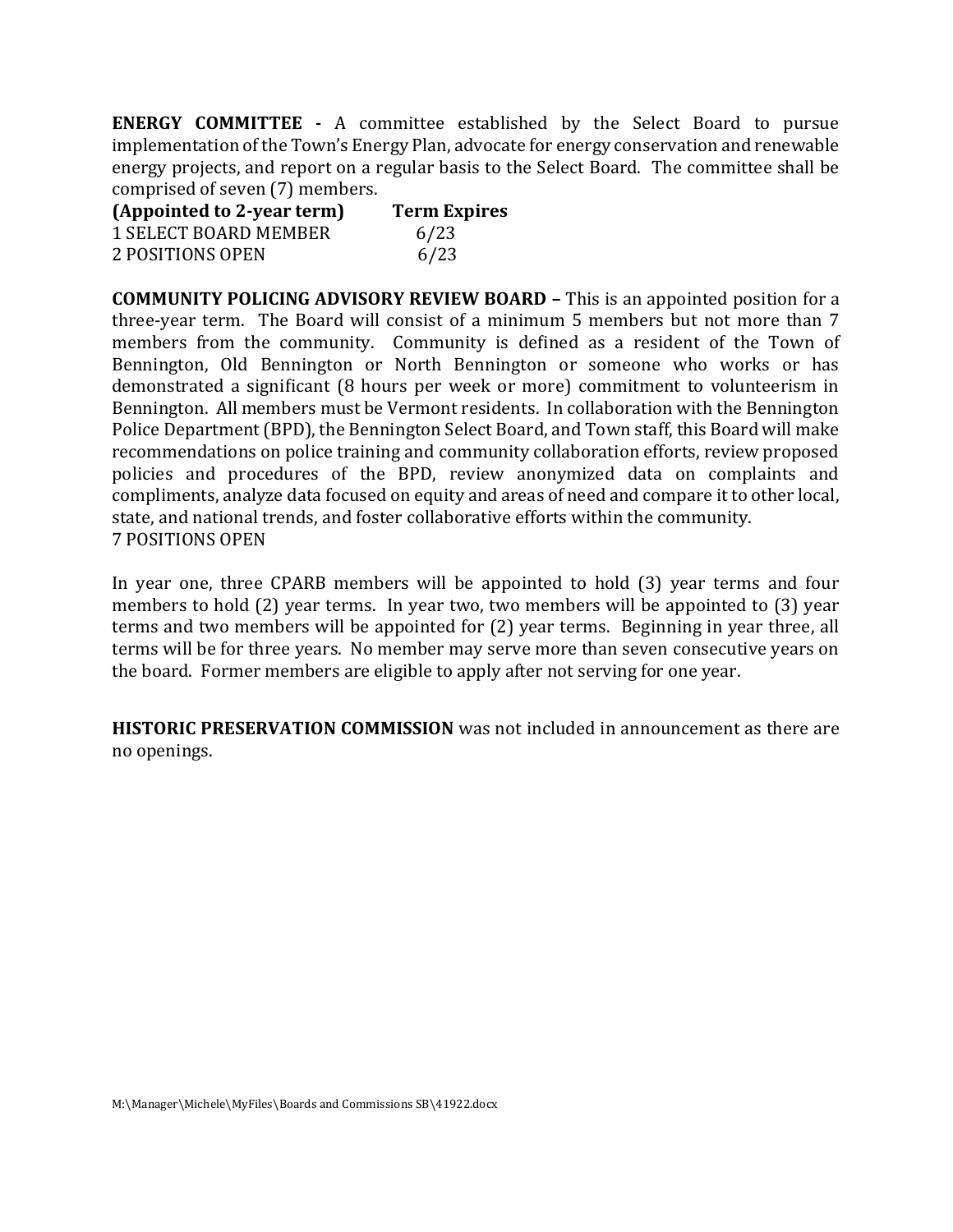**ENERGY COMMITTEE -** A committee established by the Select Board to pursue implementation of the Town's Energy Plan, advocate for energy conservation and renewable energy projects, and report on a regular basis to the Select Board. The committee shall be comprised of seven (7) members.

| (Appointed to 2-year term) | Term Expires |
|---|---|
| 1 SELECT BOARD MEMBER | 6/23 |
| 2 POSITIONS OPEN | 6/23 |

**COMMUNITY POLICING ADVISORY REVIEW BOARD –** This is an appointed position for a three-year term. The Board will consist of a minimum 5 members but not more than 7 members from the community. Community is defined as a resident of the Town of Bennington, Old Bennington or North Bennington or someone who works or has demonstrated a significant (8 hours per week or more) commitment to volunteerism in Bennington. All members must be Vermont residents. In collaboration with the Bennington Police Department (BPD), the Bennington Select Board, and Town staff, this Board will make recommendations on police training and community collaboration efforts, review proposed policies and procedures of the BPD, review anonymized data on complaints and compliments, analyze data focused on equity and areas of need and compare it to other local, state, and national trends, and foster collaborative efforts within the community.
7 POSITIONS OPEN

In year one, three CPARB members will be appointed to hold (3) year terms and four members to hold (2) year terms. In year two, two members will be appointed to (3) year terms and two members will be appointed for (2) year terms. Beginning in year three, all terms will be for three years. No member may serve more than seven consecutive years on the board. Former members are eligible to apply after not serving for one year.

**HISTORIC PRESERVATION COMMISSION** was not included in announcement as there are no openings.

M:\Manager\Michele\MyFiles\Boards and Commissions SB\41922.docx